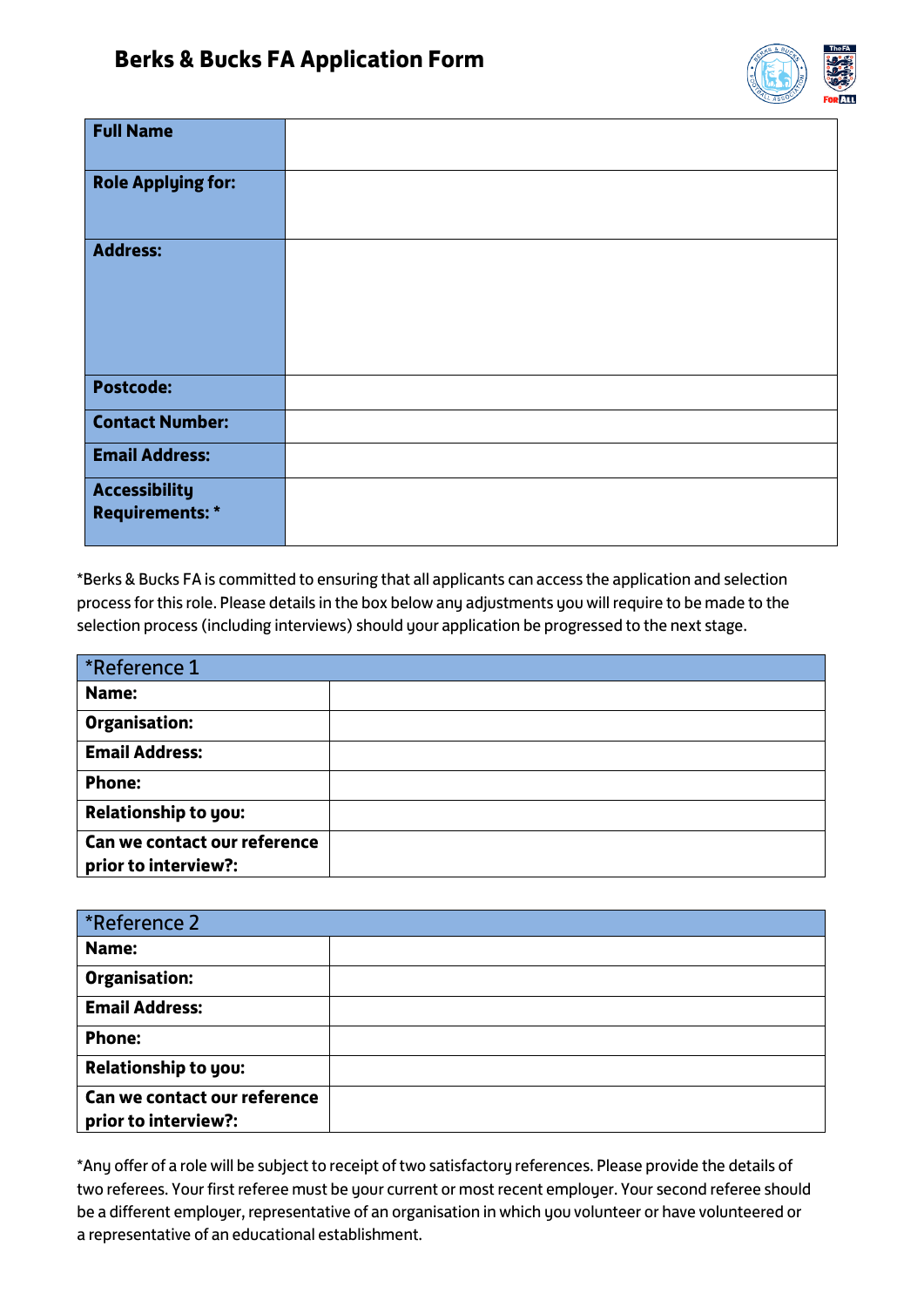# Berks & Bucks FA Application Form

| | |
|---|---|
| **Full Name** | |
| **Role Applying for:** | |
| **Address:** | |
| **Postcode:** | |
| **Contact Number:** | |
| **Email Address:** | |
| **Accessibility Requirements: *** | |

*Berks & Bucks FA is committed to ensuring that all applicants can access the application and selection process for this role. Please details in the box below any adjustments you will require to be made to the selection process (including interviews) should your application be progressed to the next stage.

| *Reference 1 | |
|---|---|
| **Name:** | |
| **Organisation:** | |
| **Email Address:** | |
| **Phone:** | |
| **Relationship to you:** | |
| **Can we contact our reference prior to interview?:** | |

| *Reference 2 | |
|---|---|
| **Name:** | |
| **Organisation:** | |
| **Email Address:** | |
| **Phone:** | |
| **Relationship to you:** | |
| **Can we contact our reference prior to interview?:** | |

*Any offer of a role will be subject to receipt of two satisfactory references. Please provide the details of two referees. Your first referee must be your current or most recent employer. Your second referee should be a different employer, representative of an organisation in which you volunteer or have volunteered or a representative of an educational establishment.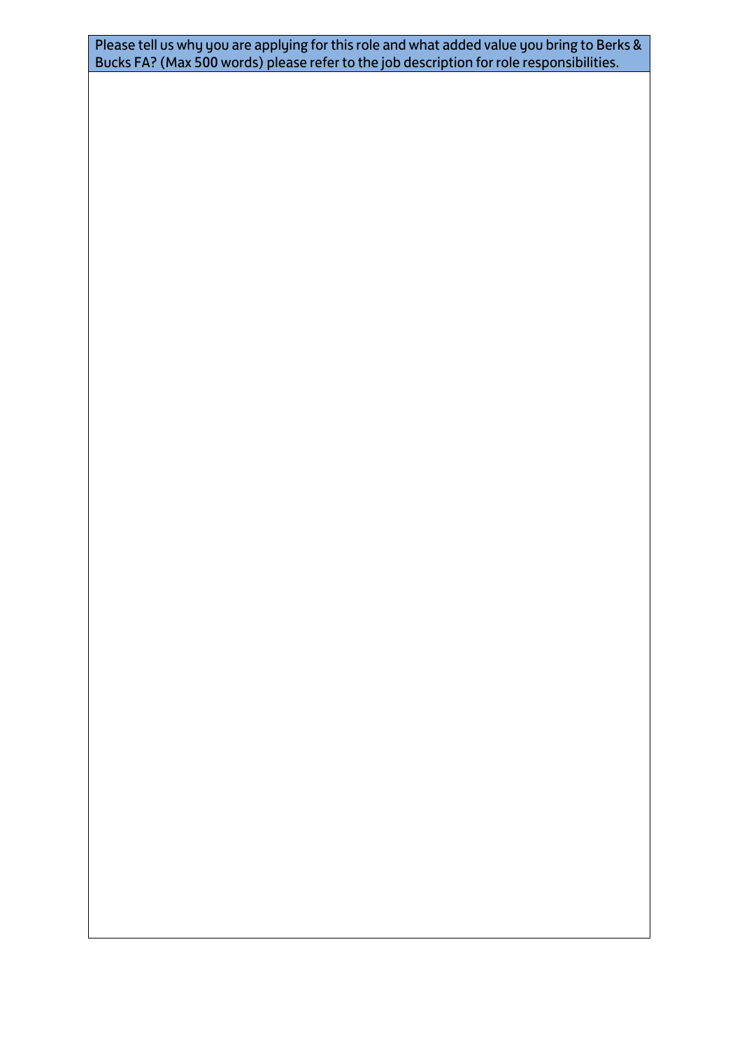| Please tell us why you are applying for this role and what added value you bring to Berks & Bucks FA? (Max 500 words) please refer to the job description for role responsibilities. |
| --- |
| |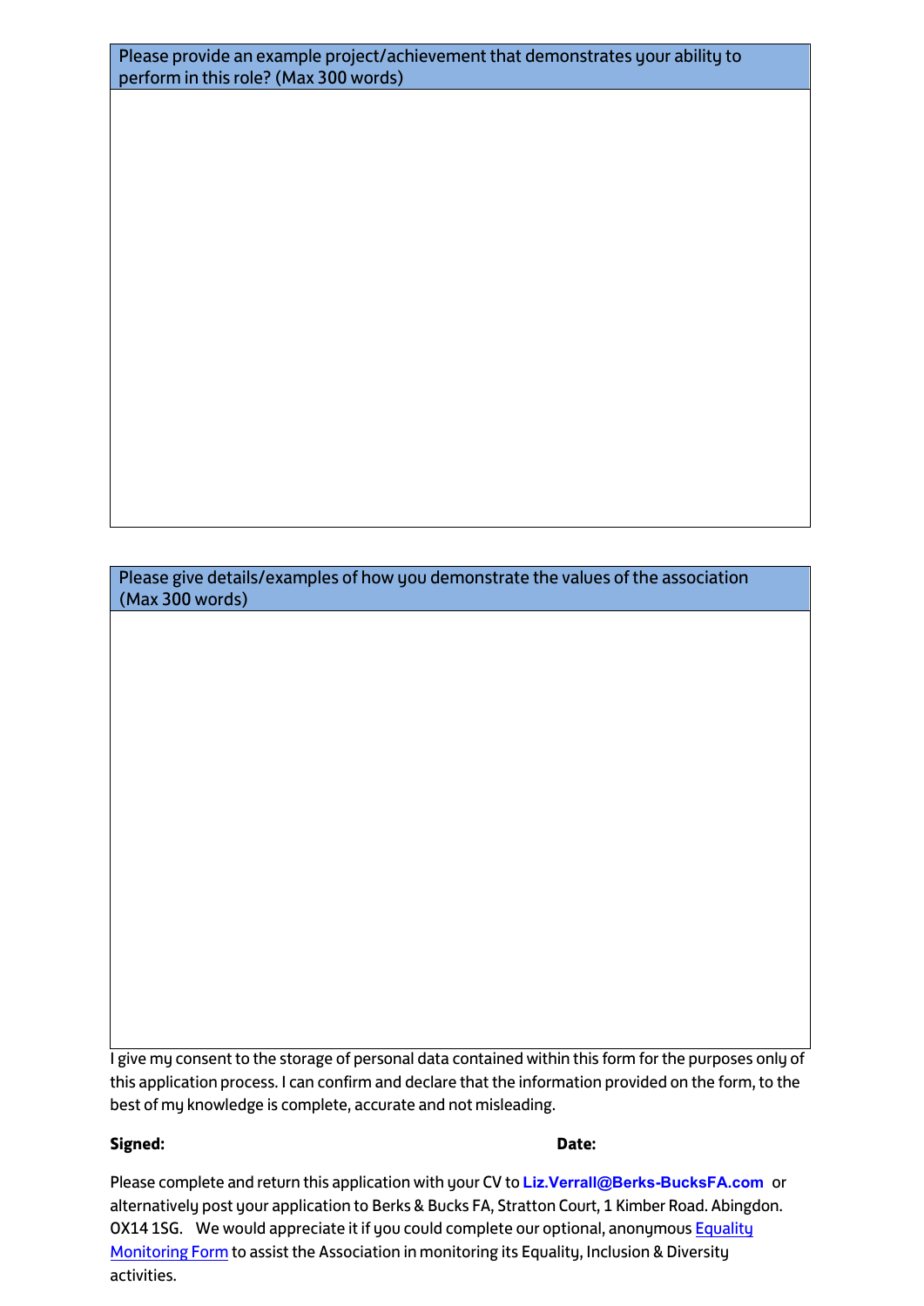| Please provide an example project/achievement that demonstrates your ability to perform in this role? (Max 300 words) |
| --- |
| |

| Please give details/examples of how you demonstrate the values of the association (Max 300 words) |
| --- |
| |

I give my consent to the storage of personal data contained within this form for the purposes only of this application process. I can confirm and declare that the information provided on the form, to the best of my knowledge is complete, accurate and not misleading.

**Signed:** **Date:**

Please complete and return this application with your CV to **Liz.Verrall@Berks-BucksFA.com** or alternatively post your application to Berks & Bucks FA, Stratton Court, 1 Kimber Road. Abingdon. OX14 1SG. We would appreciate it if you could complete our optional, anonymous Equality Monitoring Form to assist the Association in monitoring its Equality, Inclusion & Diversity activities.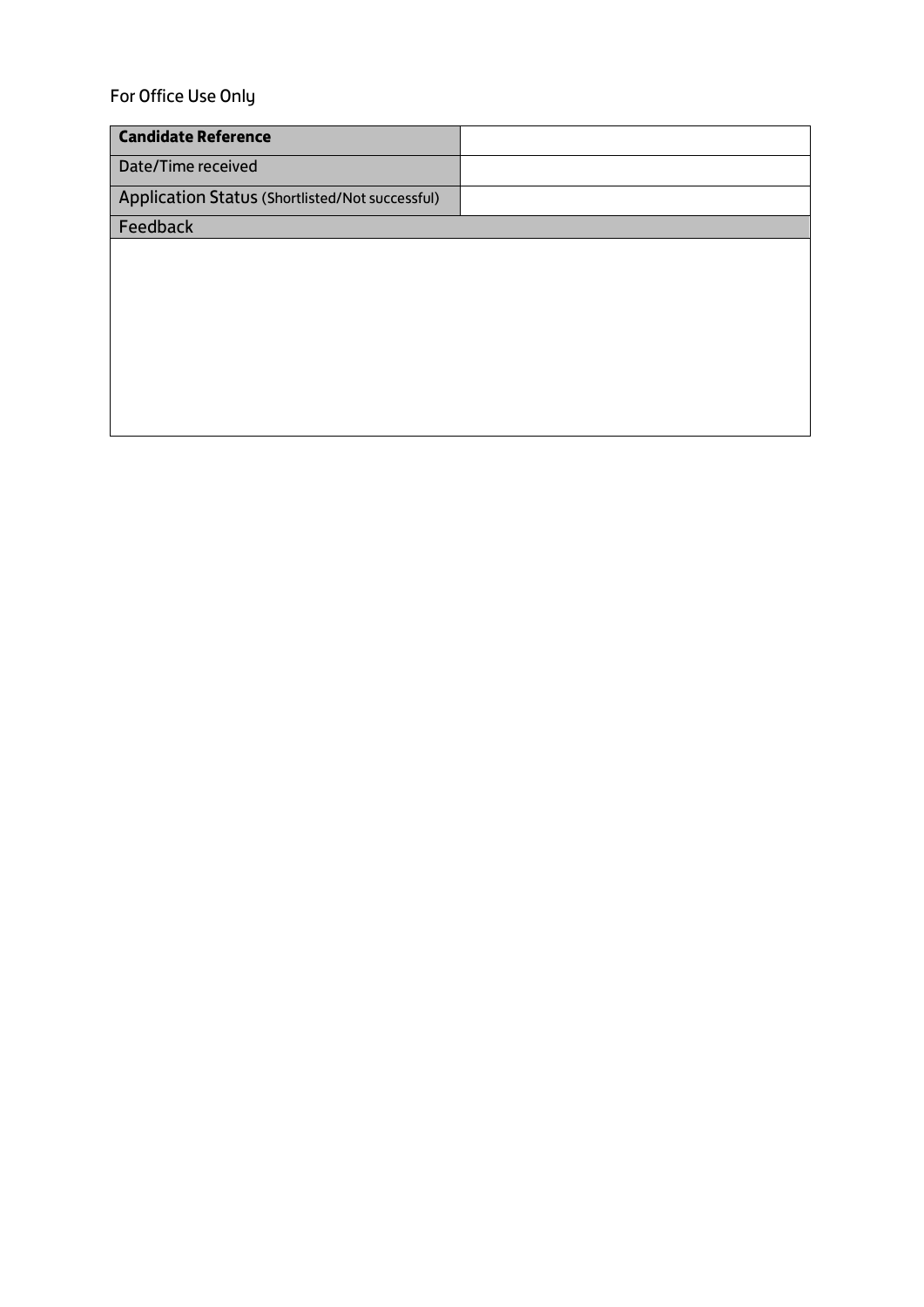For Office Use Only

| | |
|---|---|
| **Candidate Reference** | |
| Date/Time received | |
| Application Status (Shortlisted/Not successful) | |
| Feedback | |
| | |